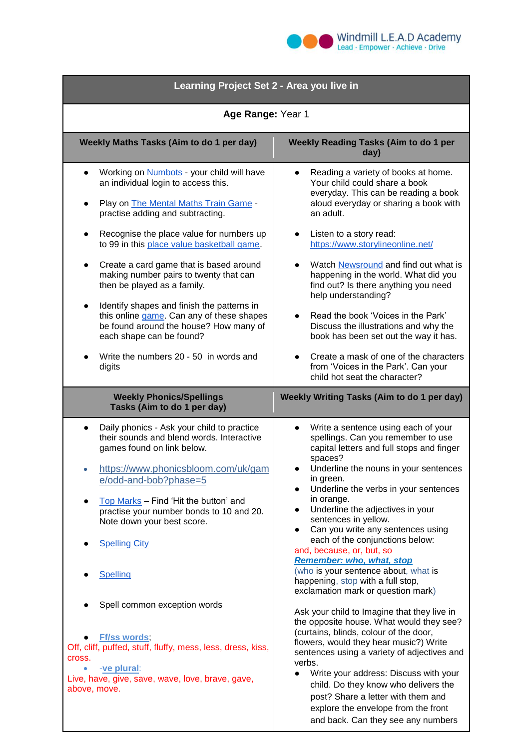Windmill L.E.A.D Academy
Lead · Empower · Achieve · Drive

# Learning Project Set 2 - Area you live in

**Age Range:** Year 1

## Weekly Maths Tasks (Aim to do 1 per day)

- Working on Numbots - your child will have an individual login to access this.
- Play on The Mental Maths Train Game - practise adding and subtracting.
- Recognise the place value for numbers up to 99 in this place value basketball game.
- Create a card game that is based around making number pairs to twenty that can then be played as a family.
- Identify shapes and finish the patterns in this online game. Can any of these shapes be found around the house? How many of each shape can be found?
- Write the numbers 20 - 50 in words and digits

## Weekly Reading Tasks (Aim to do 1 per day)

- Reading a variety of books at home. Your child could share a book everyday. This can be reading a book aloud everyday or sharing a book with an adult.
- Listen to a story read: https://www.storylineonline.net/
- Watch Newsround and find out what is happening in the world. What did you find out? Is there anything you need help understanding?
- Read the book 'Voices in the Park' Discuss the illustrations and why the book has been set out the way it has.
- Create a mask of one of the characters from 'Voices in the Park'. Can your child hot seat the character?

## Weekly Phonics/Spellings Tasks (Aim to do 1 per day)

- Daily phonics - Ask your child to practice their sounds and blend words. Interactive games found on link below.
- https://www.phonicsbloom.com/uk/game/odd-and-bob?phase=5
- Top Marks – Find 'Hit the button' and practise your number bonds to 10 and 20. Note down your best score.
- Spelling City
- Spelling
- Spell common exception words
- **Ff/ss words**;

Off, cliff, puffed, stuff, fluffy, mess, less, dress, kiss, cross.

- **-ve plural**:

Live, have, give, save, wave, love, brave, gave, above, move.

## Weekly Writing Tasks (Aim to do 1 per day)

- Write a sentence using each of your spellings. Can you remember to use capital letters and full stops and finger spaces?
- Underline the nouns in your sentences in green.
- Underline the verbs in your sentences in orange.
- Underline the adjectives in your sentences in yellow.
- Can you write any sentences using each of the conjunctions below:

and, because, or, but, so

***Remember: who, what, stop***

(who is your sentence about, what is happening, stop with a full stop, exclamation mark or question mark)

Ask your child to Imagine that they live in the opposite house. What would they see? (curtains, blinds, colour of the door, flowers, would they hear music?) Write sentences using a variety of adjectives and verbs.

- Write your address: Discuss with your child. Do they know who delivers the post? Share a letter with them and explore the envelope from the front and back. Can they see any numbers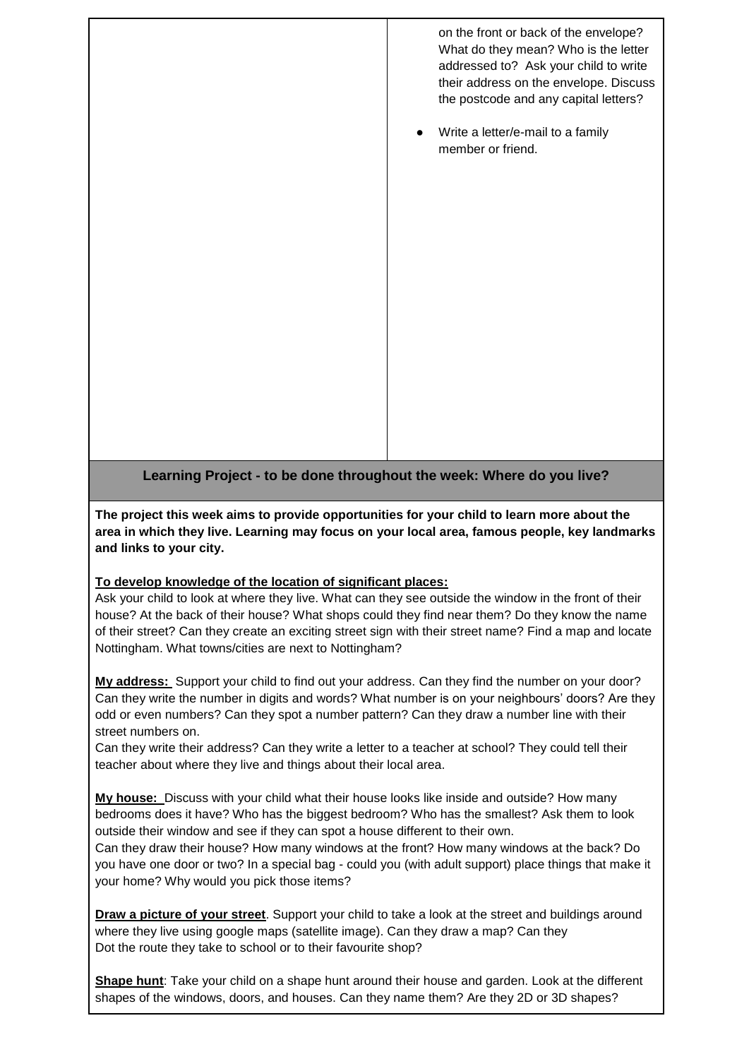| | on the front or back of the envelope? What do they mean? Who is the letter addressed to? Ask your child to write their address on the envelope. Discuss the postcode and any capital letters?<br><br>● Write a letter/e-mail to a family member or friend. |
|---|---|

**Learning Project - to be done throughout the week: Where do you live?**

**The project this week aims to provide opportunities for your child to learn more about the area in which they live. Learning may focus on your local area, famous people, key landmarks and links to your city.**

**To develop knowledge of the location of significant places:**
Ask your child to look at where they live. What can they see outside the window in the front of their house? At the back of their house? What shops could they find near them? Do they know the name of their street? Can they create an exciting street sign with their street name? Find a map and locate Nottingham. What towns/cities are next to Nottingham?

**My address:** Support your child to find out your address. Can they find the number on your door? Can they write the number in digits and words? What number is on your neighbours' doors? Are they odd or even numbers? Can they spot a number pattern? Can they draw a number line with their street numbers on.
Can they write their address? Can they write a letter to a teacher at school? They could tell their teacher about where they live and things about their local area.

**My house:** Discuss with your child what their house looks like inside and outside? How many bedrooms does it have? Who has the biggest bedroom? Who has the smallest? Ask them to look outside their window and see if they can spot a house different to their own.
Can they draw their house? How many windows at the front? How many windows at the back? Do you have one door or two? In a special bag - could you (with adult support) place things that make it your home? Why would you pick those items?

**Draw a picture of your street**. Support your child to take a look at the street and buildings around where they live using google maps (satellite image). Can they draw a map? Can they Dot the route they take to school or to their favourite shop?

**Shape hunt**: Take your child on a shape hunt around their house and garden. Look at the different shapes of the windows, doors, and houses. Can they name them? Are they 2D or 3D shapes?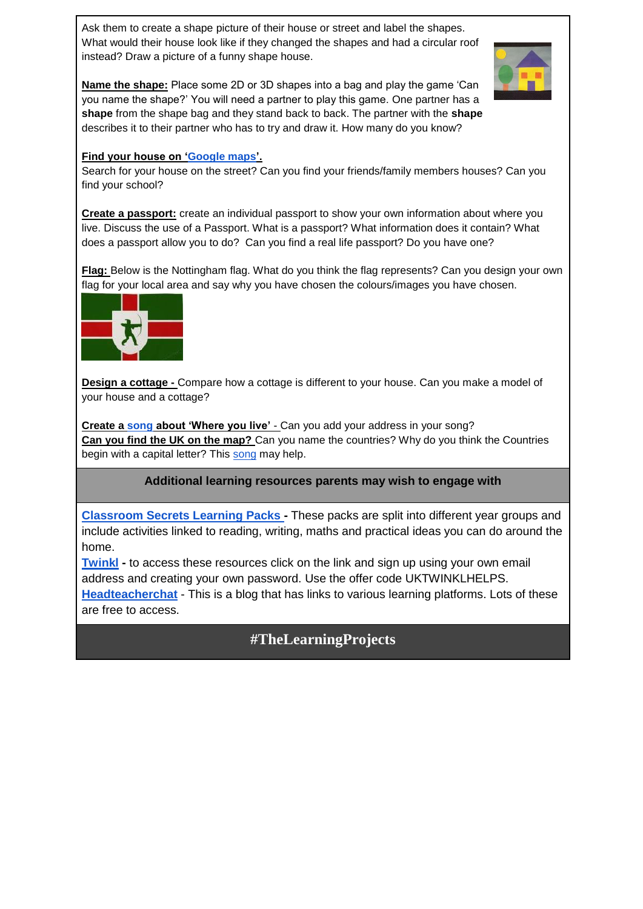Ask them to create a shape picture of their house or street and label the shapes. What would their house look like if they changed the shapes and had a circular roof instead? Draw a picture of a funny shape house.

**Name the shape:** Place some 2D or 3D shapes into a bag and play the game 'Can you name the shape?' You will need a partner to play this game. One partner has a **shape** from the shape bag and they stand back to back. The partner with the **shape** describes it to their partner who has to try and draw it. How many do you know?

**Find your house on 'Google maps'.**
Search for your house on the street? Can you find your friends/family members houses? Can you find your school?

**Create a passport:** create an individual passport to show your own information about where you live. Discuss the use of a Passport. What is a passport? What information does it contain? What does a passport allow you to do? Can you find a real life passport? Do you have one?

**Flag:** Below is the Nottingham flag. What do you think the flag represents? Can you design your own flag for your local area and say why you have chosen the colours/images you have chosen.

**Design a cottage -** Compare how a cottage is different to your house. Can you make a model of your house and a cottage?

**Create a song about 'Where you live'** - Can you add your address in your song?
**Can you find the UK on the map?** Can you name the countries? Why do you think the Countries begin with a capital letter? This song may help.

## Additional learning resources parents may wish to engage with

**Classroom Secrets Learning Packs -** These packs are split into different year groups and include activities linked to reading, writing, maths and practical ideas you can do around the home.
**Twinkl -** to access these resources click on the link and sign up using your own email address and creating your own password. Use the offer code UKTWINKLHELPS.
**Headteacherchat** - This is a blog that has links to various learning platforms. Lots of these are free to access.

## #TheLearningProjects